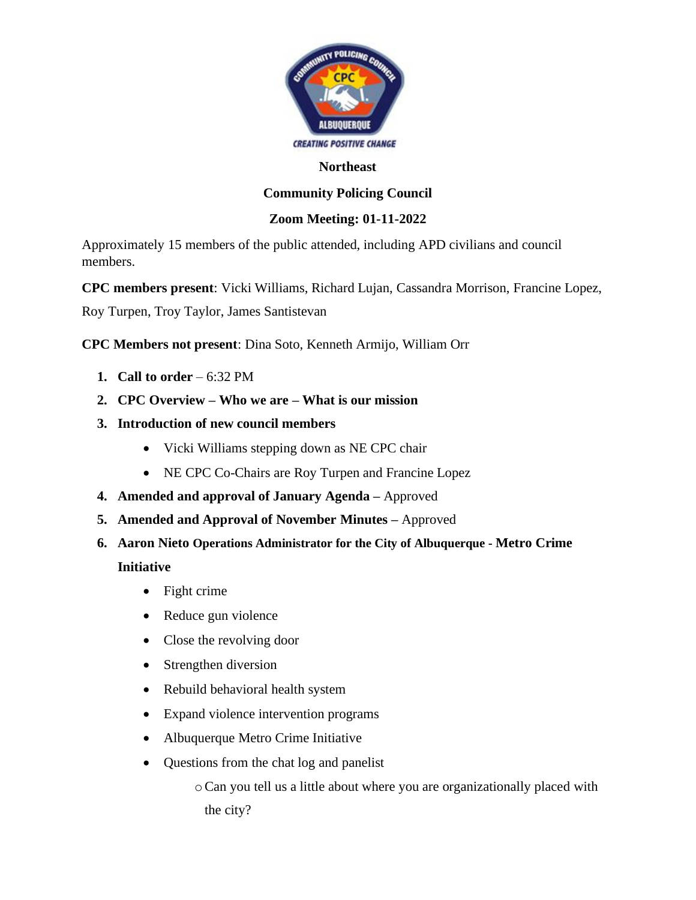**Northeast**

**Community Policing Council**

**Zoom Meeting: 01-11-2022**

Approximately 15 members of the public attended, including APD civilians and council members.

**CPC members present**: Vicki Williams, Richard Lujan, Cassandra Morrison, Francine Lopez, Roy Turpen, Troy Taylor, James Santistevan

**CPC Members not present**: Dina Soto, Kenneth Armijo, William Orr

1. **Call to order** – 6:32 PM
2. **CPC Overview – Who we are – What is our mission**
3. **Introduction of new council members**
   - Vicki Williams stepping down as NE CPC chair
   - NE CPC Co-Chairs are Roy Turpen and Francine Lopez
4. **Amended and approval of January Agenda –** Approved
5. **Amended and Approval of November Minutes –** Approved
6. **Aaron Nieto Operations Administrator for the City of Albuquerque - Metro Crime Initiative**
   - Fight crime
   - Reduce gun violence
   - Close the revolving door
   - Strengthen diversion
   - Rebuild behavioral health system
   - Expand violence intervention programs
   - Albuquerque Metro Crime Initiative
   - Questions from the chat log and panelist
     - Can you tell us a little about where you are organizationally placed with the city?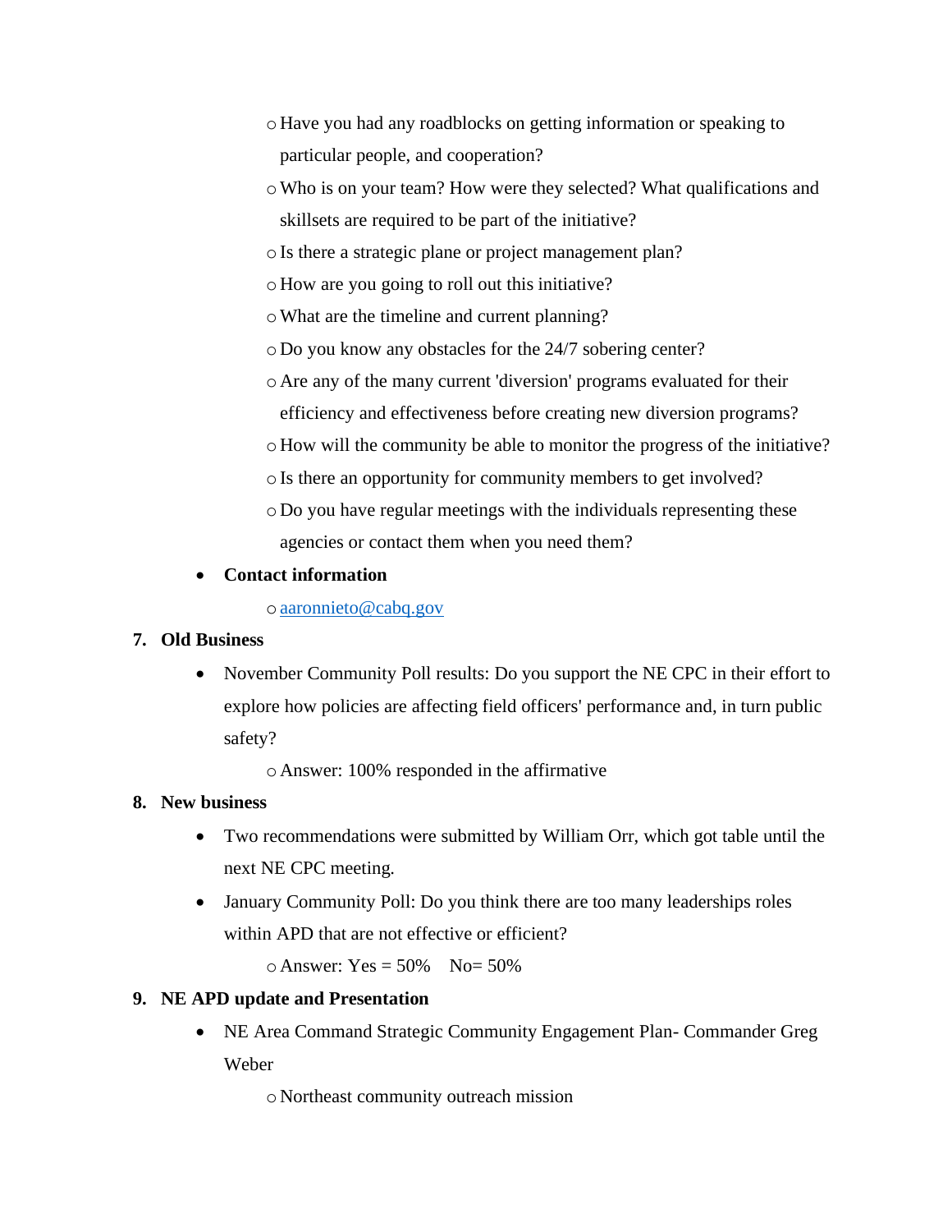- Have you had any roadblocks on getting information or speaking to particular people, and cooperation?
    - Who is on your team? How were they selected? What qualifications and skillsets are required to be part of the initiative?
    - Is there a strategic plane or project management plan?
    - How are you going to roll out this initiative?
    - What are the timeline and current planning?
    - Do you know any obstacles for the 24/7 sobering center?
    - Are any of the many current 'diversion' programs evaluated for their efficiency and effectiveness before creating new diversion programs?
    - How will the community be able to monitor the progress of the initiative?
    - Is there an opportunity for community members to get involved?
    - Do you have regular meetings with the individuals representing these agencies or contact them when you need them?
- **Contact information**
    - aaronnieto@cabq.gov

7. **Old Business**
    - November Community Poll results: Do you support the NE CPC in their effort to explore how policies are affecting field officers' performance and, in turn public safety?
        - Answer: 100% responded in the affirmative
8. **New business**
    - Two recommendations were submitted by William Orr, which got table until the next NE CPC meeting.
    - January Community Poll: Do you think there are too many leaderships roles within APD that are not effective or efficient?
        - Answer: Yes = 50%    No= 50%
9. **NE APD update and Presentation**
    - NE Area Command Strategic Community Engagement Plan- Commander Greg Weber
        - Northeast community outreach mission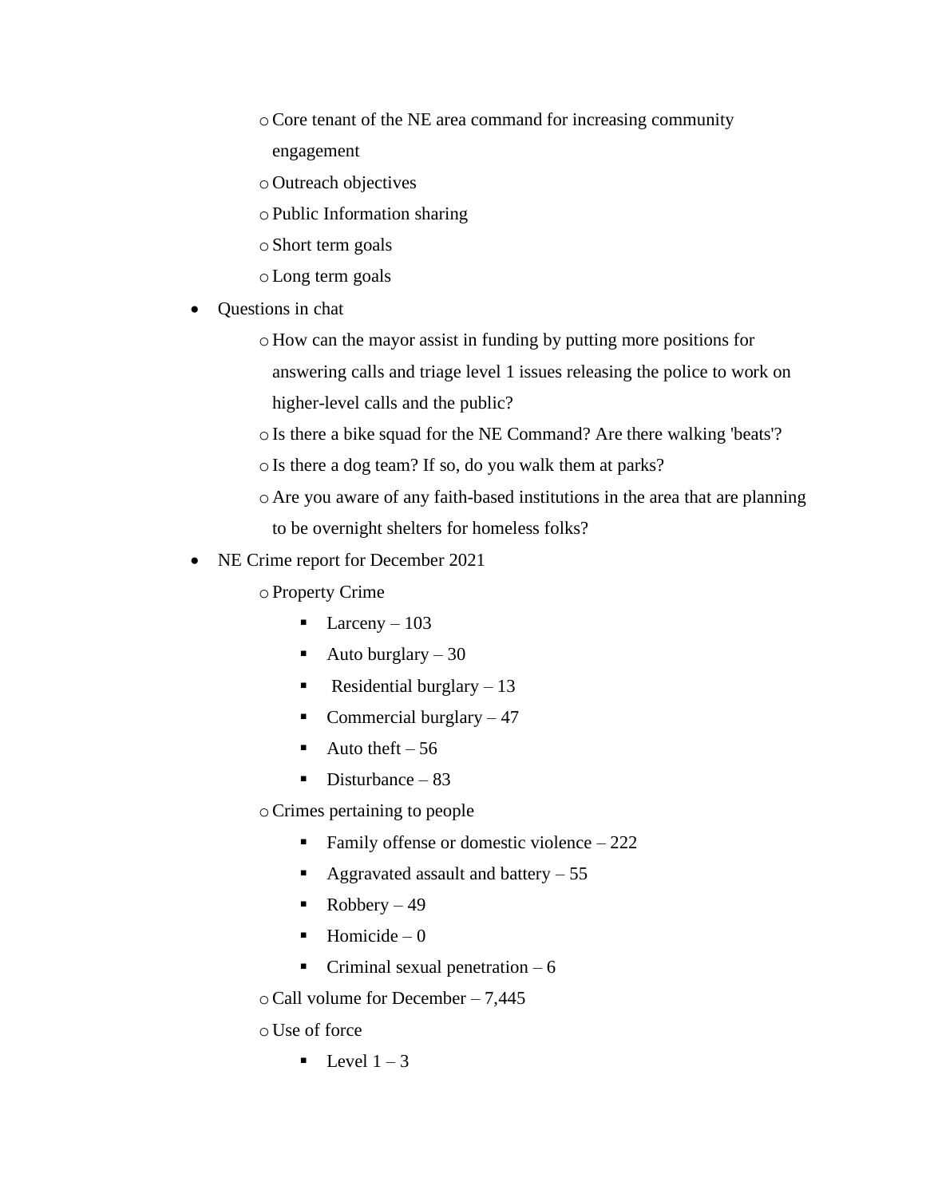- Core tenant of the NE area command for increasing community engagement
    - Outreach objectives
    - Public Information sharing
    - Short term goals
    - Long term goals
- Questions in chat
    - How can the mayor assist in funding by putting more positions for answering calls and triage level 1 issues releasing the police to work on higher-level calls and the public?
    - Is there a bike squad for the NE Command? Are there walking 'beats'?
    - Is there a dog team? If so, do you walk them at parks?
    - Are you aware of any faith-based institutions in the area that are planning to be overnight shelters for homeless folks?
- NE Crime report for December 2021
    - Property Crime
        - Larceny – 103
        - Auto burglary – 30
        - Residential burglary – 13
        - Commercial burglary – 47
        - Auto theft – 56
        - Disturbance – 83
    - Crimes pertaining to people
        - Family offense or domestic violence – 222
        - Aggravated assault and battery – 55
        - Robbery – 49
        - Homicide – 0
        - Criminal sexual penetration – 6
    - Call volume for December – 7,445
    - Use of force
        - Level 1 – 3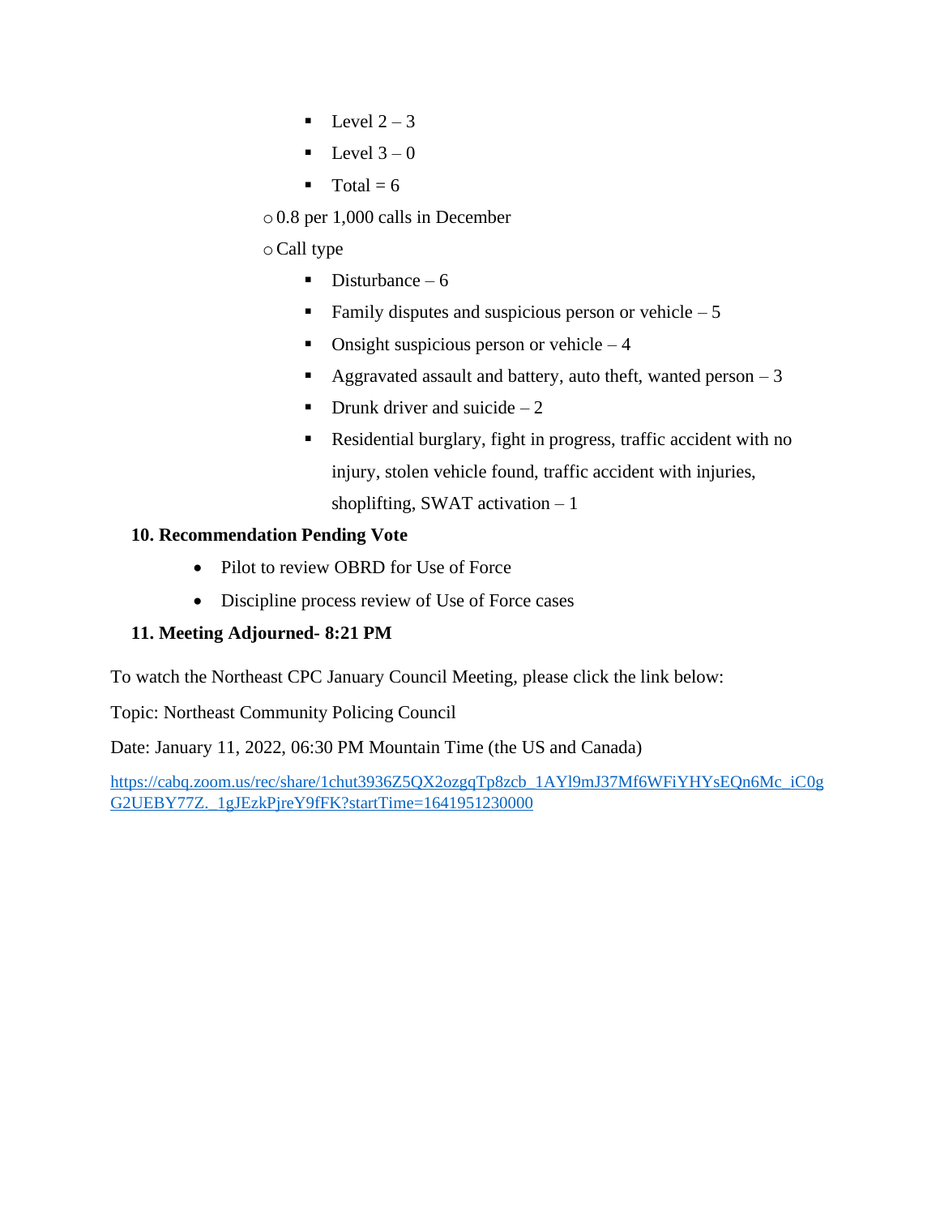- Level 2 – 3
    - Level 3 – 0
    - Total = 6
  - 0.8 per 1,000 calls in December
  - Call type
    - Disturbance – 6
    - Family disputes and suspicious person or vehicle – 5
    - Onsight suspicious person or vehicle – 4
    - Aggravated assault and battery, auto theft, wanted person – 3
    - Drunk driver and suicide – 2
    - Residential burglary, fight in progress, traffic accident with no injury, stolen vehicle found, traffic accident with injuries, shoplifting, SWAT activation – 1

**10. Recommendation Pending Vote**

- Pilot to review OBRD for Use of Force
- Discipline process review of Use of Force cases

**11. Meeting Adjourned- 8:21 PM**

To watch the Northeast CPC January Council Meeting, please click the link below:

Topic: Northeast Community Policing Council

Date: January 11, 2022, 06:30 PM Mountain Time (the US and Canada)

https://cabq.zoom.us/rec/share/1chut3936Z5QX2ozgqTp8zcb_1AYl9mJ37Mf6WFiYHYsEQn6Mc_iC0gG2UEBY77Z._1gJEzkPjreY9fFK?startTime=1641951230000